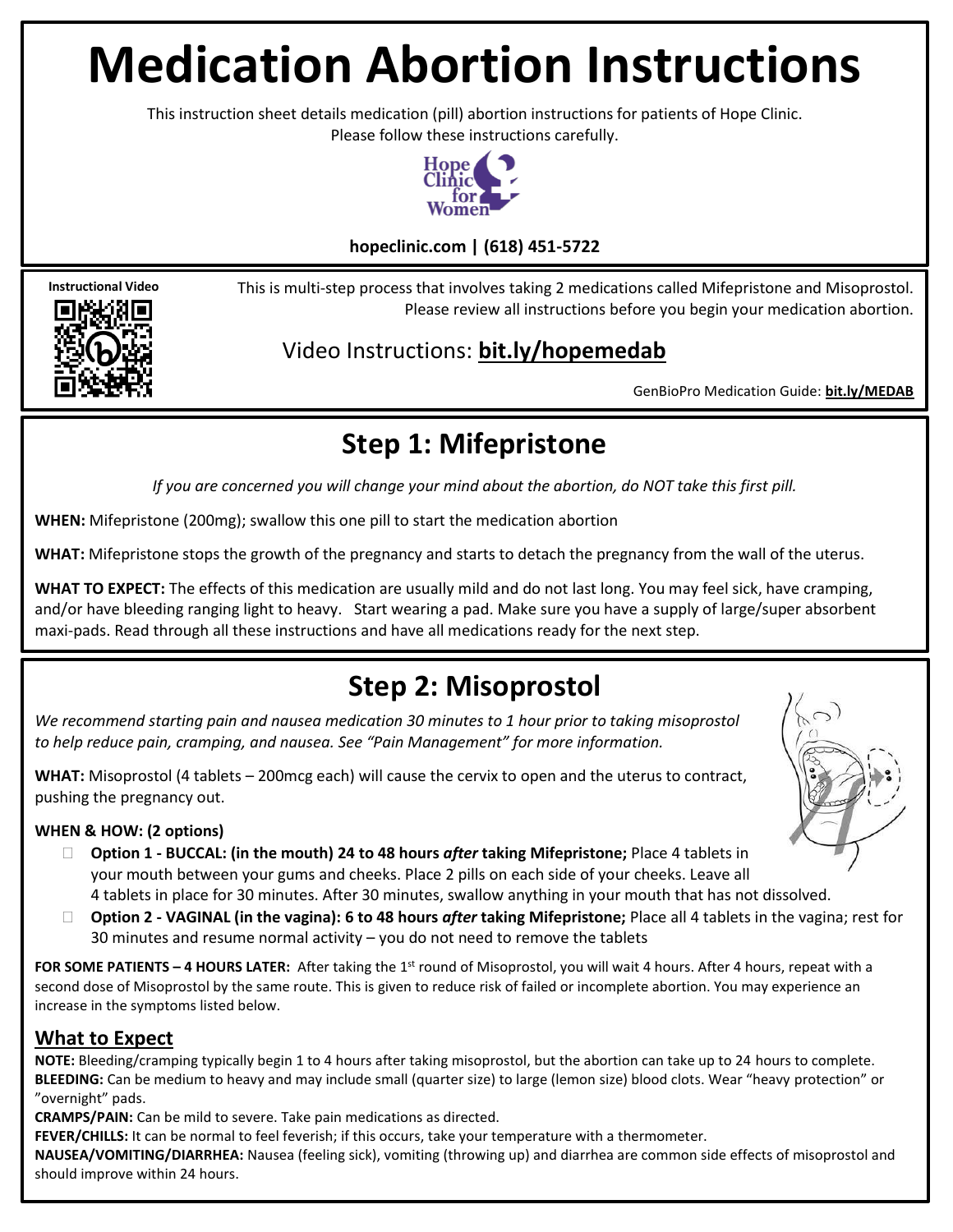# Medication Abortion Instructions

This instruction sheet details medication (pill) abortion instructions for patients of Hope Clinic.
Please follow these instructions carefully.

Hope Clinic for Women

**hopeclinic.com | (618) 451-5722**

**Instructional Video**

This is multi-step process that involves taking 2 medications called Mifepristone and Misoprostol. Please review all instructions before you begin your medication abortion.

Video Instructions: **bit.ly/hopemedab**

GenBioPro Medication Guide: **bit.ly/MEDAB**

## Step 1: Mifepristone

*If you are concerned you will change your mind about the abortion, do NOT take this first pill.*

**WHEN:** Mifepristone (200mg); swallow this one pill to start the medication abortion

**WHAT:** Mifepristone stops the growth of the pregnancy and starts to detach the pregnancy from the wall of the uterus.

**WHAT TO EXPECT:** The effects of this medication are usually mild and do not last long. You may feel sick, have cramping, and/or have bleeding ranging light to heavy. Start wearing a pad. Make sure you have a supply of large/super absorbent maxi-pads. Read through all these instructions and have all medications ready for the next step.

## Step 2: Misoprostol

*We recommend starting pain and nausea medication 30 minutes to 1 hour prior to taking misoprostol to help reduce pain, cramping, and nausea. See "Pain Management" for more information.*

**WHAT:** Misoprostol (4 tablets – 200mcg each) will cause the cervix to open and the uterus to contract, pushing the pregnancy out.

**WHEN & HOW: (2 options)**

- **Option 1 - BUCCAL: (in the mouth) 24 to 48 hours *after* taking Mifepristone;** Place 4 tablets in your mouth between your gums and cheeks. Place 2 pills on each side of your cheeks. Leave all 4 tablets in place for 30 minutes. After 30 minutes, swallow anything in your mouth that has not dissolved.
- **Option 2 - VAGINAL (in the vagina): 6 to 48 hours *after* taking Mifepristone;** Place all 4 tablets in the vagina; rest for 30 minutes and resume normal activity – you do not need to remove the tablets

**FOR SOME PATIENTS – 4 HOURS LATER:** After taking the 1st round of Misoprostol, you will wait 4 hours. After 4 hours, repeat with a second dose of Misoprostol by the same route. This is given to reduce risk of failed or incomplete abortion. You may experience an increase in the symptoms listed below.

### What to Expect

**NOTE:** Bleeding/cramping typically begin 1 to 4 hours after taking misoprostol, but the abortion can take up to 24 hours to complete.
**BLEEDING:** Can be medium to heavy and may include small (quarter size) to large (lemon size) blood clots. Wear "heavy protection" or "overnight" pads.
**CRAMPS/PAIN:** Can be mild to severe. Take pain medications as directed.
**FEVER/CHILLS:** It can be normal to feel feverish; if this occurs, take your temperature with a thermometer.
**NAUSEA/VOMITING/DIARRHEA:** Nausea (feeling sick), vomiting (throwing up) and diarrhea are common side effects of misoprostol and should improve within 24 hours.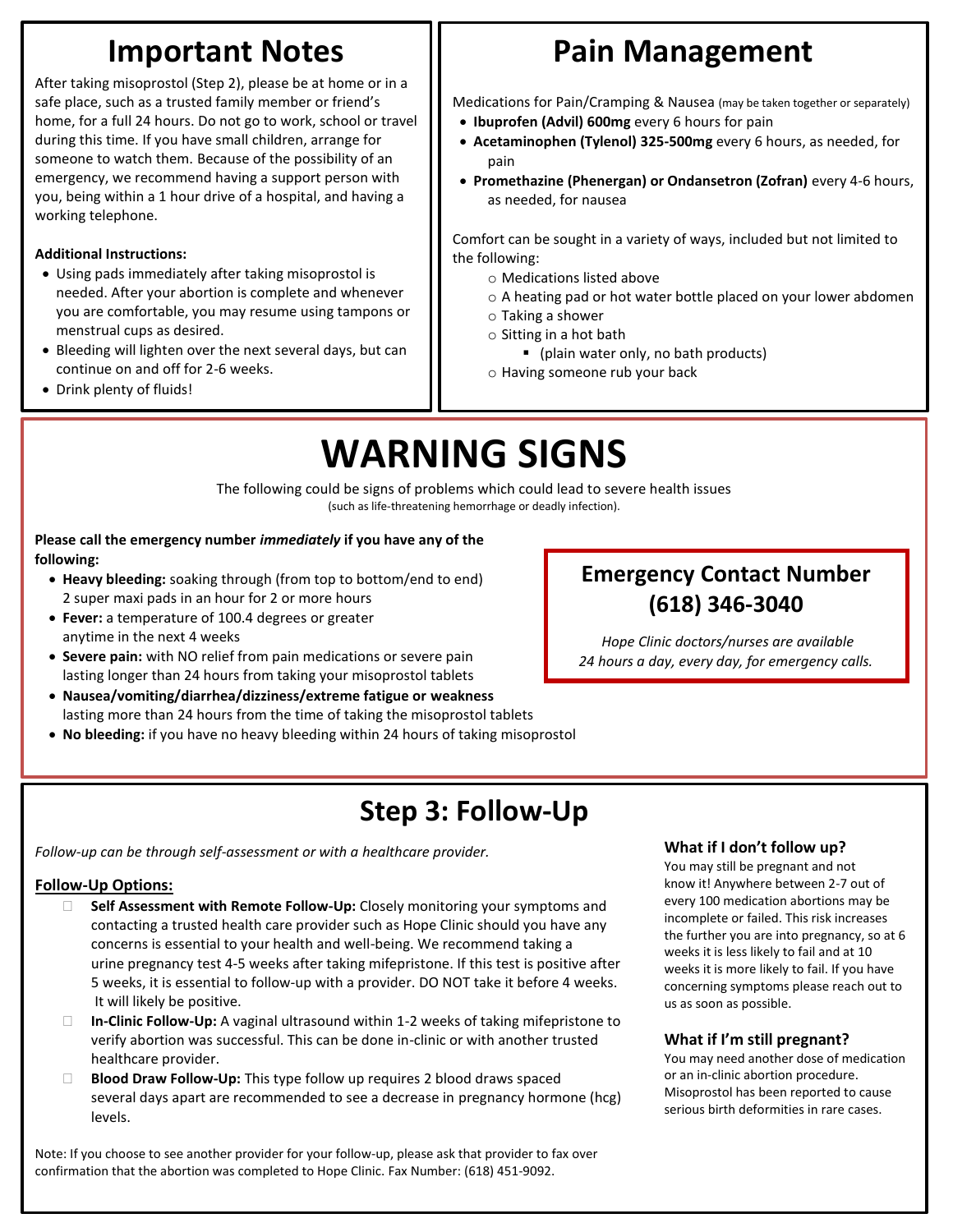## Important Notes

After taking misoprostol (Step 2), please be at home or in a safe place, such as a trusted family member or friend's home, for a full 24 hours. Do not go to work, school or travel during this time. If you have small children, arrange for someone to watch them. Because of the possibility of an emergency, we recommend having a support person with you, being within a 1 hour drive of a hospital, and having a working telephone.

**Additional Instructions:**

- Using pads immediately after taking misoprostol is needed. After your abortion is complete and whenever you are comfortable, you may resume using tampons or menstrual cups as desired.
- Bleeding will lighten over the next several days, but can continue on and off for 2-6 weeks.
- Drink plenty of fluids!

## Pain Management

Medications for Pain/Cramping & Nausea (may be taken together or separately)

- **Ibuprofen (Advil) 600mg** every 6 hours for pain
- **Acetaminophen (Tylenol) 325-500mg** every 6 hours, as needed, for pain
- **Promethazine (Phenergan) or Ondansetron (Zofran)** every 4-6 hours, as needed, for nausea

Comfort can be sought in a variety of ways, included but not limited to the following:

- Medications listed above
- A heating pad or hot water bottle placed on your lower abdomen
- Taking a shower
- Sitting in a hot bath
  - (plain water only, no bath products)
- Having someone rub your back

# WARNING SIGNS

The following could be signs of problems which could lead to severe health issues (such as life-threatening hemorrhage or deadly infection).

**Please call the emergency number *immediately* if you have any of the following:**

- **Heavy bleeding:** soaking through (from top to bottom/end to end) 2 super maxi pads in an hour for 2 or more hours
- **Fever:** a temperature of 100.4 degrees or greater anytime in the next 4 weeks
- **Severe pain:** with NO relief from pain medications or severe pain lasting longer than 24 hours from taking your misoprostol tablets
- **Nausea/vomiting/diarrhea/dizziness/extreme fatigue or weakness** lasting more than 24 hours from the time of taking the misoprostol tablets
- **No bleeding:** if you have no heavy bleeding within 24 hours of taking misoprostol

### Emergency Contact Number (618) 346-3040

*Hope Clinic doctors/nurses are available 24 hours a day, every day, for emergency calls.*

## Step 3: Follow-Up

*Follow-up can be through self-assessment or with a healthcare provider.*

**Follow-Up Options:**

- ☐ **Self Assessment with Remote Follow-Up:** Closely monitoring your symptoms and contacting a trusted health care provider such as Hope Clinic should you have any concerns is essential to your health and well-being. We recommend taking a urine pregnancy test 4-5 weeks after taking mifepristone. If this test is positive after 5 weeks, it is essential to follow-up with a provider. DO NOT take it before 4 weeks. It will likely be positive.
- ☐ **In-Clinic Follow-Up:** A vaginal ultrasound within 1-2 weeks of taking mifepristone to verify abortion was successful. This can be done in-clinic or with another trusted healthcare provider.
- ☐ **Blood Draw Follow-Up:** This type follow up requires 2 blood draws spaced several days apart are recommended to see a decrease in pregnancy hormone (hcg) levels.

Note: If you choose to see another provider for your follow-up, please ask that provider to fax over confirmation that the abortion was completed to Hope Clinic. Fax Number: (618) 451-9092.

**What if I don't follow up?**

You may still be pregnant and not know it! Anywhere between 2-7 out of every 100 medication abortions may be incomplete or failed. This risk increases the further you are into pregnancy, so at 6 weeks it is less likely to fail and at 10 weeks it is more likely to fail. If you have concerning symptoms please reach out to us as soon as possible.

**What if I'm still pregnant?**

You may need another dose of medication or an in-clinic abortion procedure. Misoprostol has been reported to cause serious birth deformities in rare cases.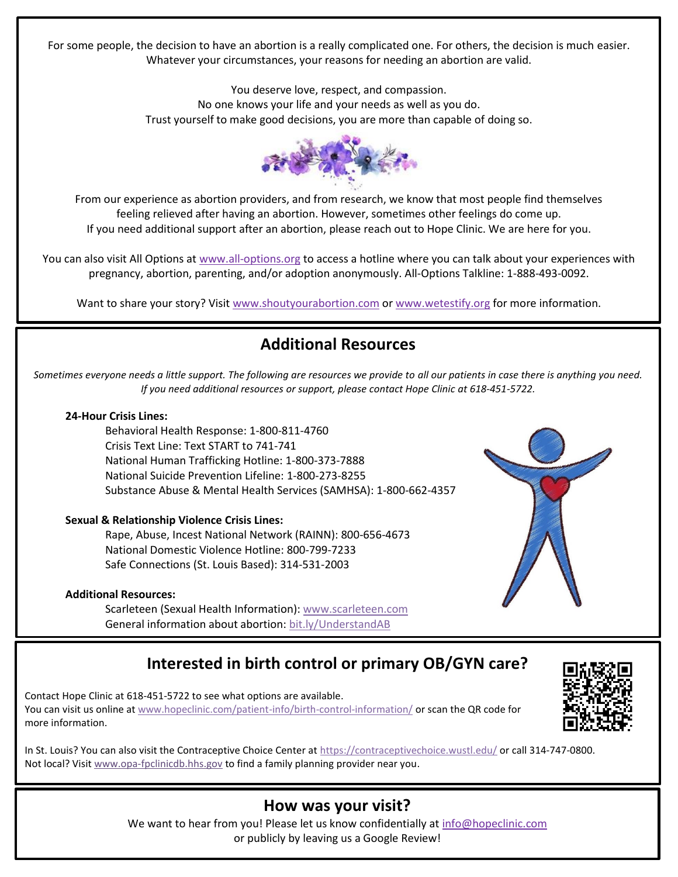For some people, the decision to have an abortion is a really complicated one. For others, the decision is much easier. Whatever your circumstances, your reasons for needing an abortion are valid.

You deserve love, respect, and compassion.
No one knows your life and your needs as well as you do.
Trust yourself to make good decisions, you are more than capable of doing so.

From our experience as abortion providers, and from research, we know that most people find themselves feeling relieved after having an abortion. However, sometimes other feelings do come up.
If you need additional support after an abortion, please reach out to Hope Clinic. We are here for you.

You can also visit All Options at www.all-options.org to access a hotline where you can talk about your experiences with pregnancy, abortion, parenting, and/or adoption anonymously. All-Options Talkline: 1-888-493-0092.

Want to share your story? Visit www.shoutyourabortion.com or www.wetestify.org for more information.

## Additional Resources

*Sometimes everyone needs a little support. The following are resources we provide to all our patients in case there is anything you need. If you need additional resources or support, please contact Hope Clinic at 618-451-5722.*

**24-Hour Crisis Lines:**

- Behavioral Health Response: 1-800-811-4760
- Crisis Text Line: Text START to 741-741
- National Human Trafficking Hotline: 1-800-373-7888
- National Suicide Prevention Lifeline: 1-800-273-8255
- Substance Abuse & Mental Health Services (SAMHSA): 1-800-662-4357

**Sexual & Relationship Violence Crisis Lines:**

- Rape, Abuse, Incest National Network (RAINN): 800-656-4673
- National Domestic Violence Hotline: 800-799-7233
- Safe Connections (St. Louis Based): 314-531-2003

**Additional Resources:**

- Scarleteen (Sexual Health Information): www.scarleteen.com
- General information about abortion: bit.ly/UnderstandAB

## Interested in birth control or primary OB/GYN care?

Contact Hope Clinic at 618-451-5722 to see what options are available.
You can visit us online at www.hopeclinic.com/patient-info/birth-control-information/ or scan the QR code for more information.

In St. Louis? You can also visit the Contraceptive Choice Center at https://contraceptivechoice.wustl.edu/ or call 314-747-0800.
Not local? Visit www.opa-fpclinicdb.hhs.gov to find a family planning provider near you.

## How was your visit?

We want to hear from you! Please let us know confidentially at info@hopeclinic.com
or publicly by leaving us a Google Review!